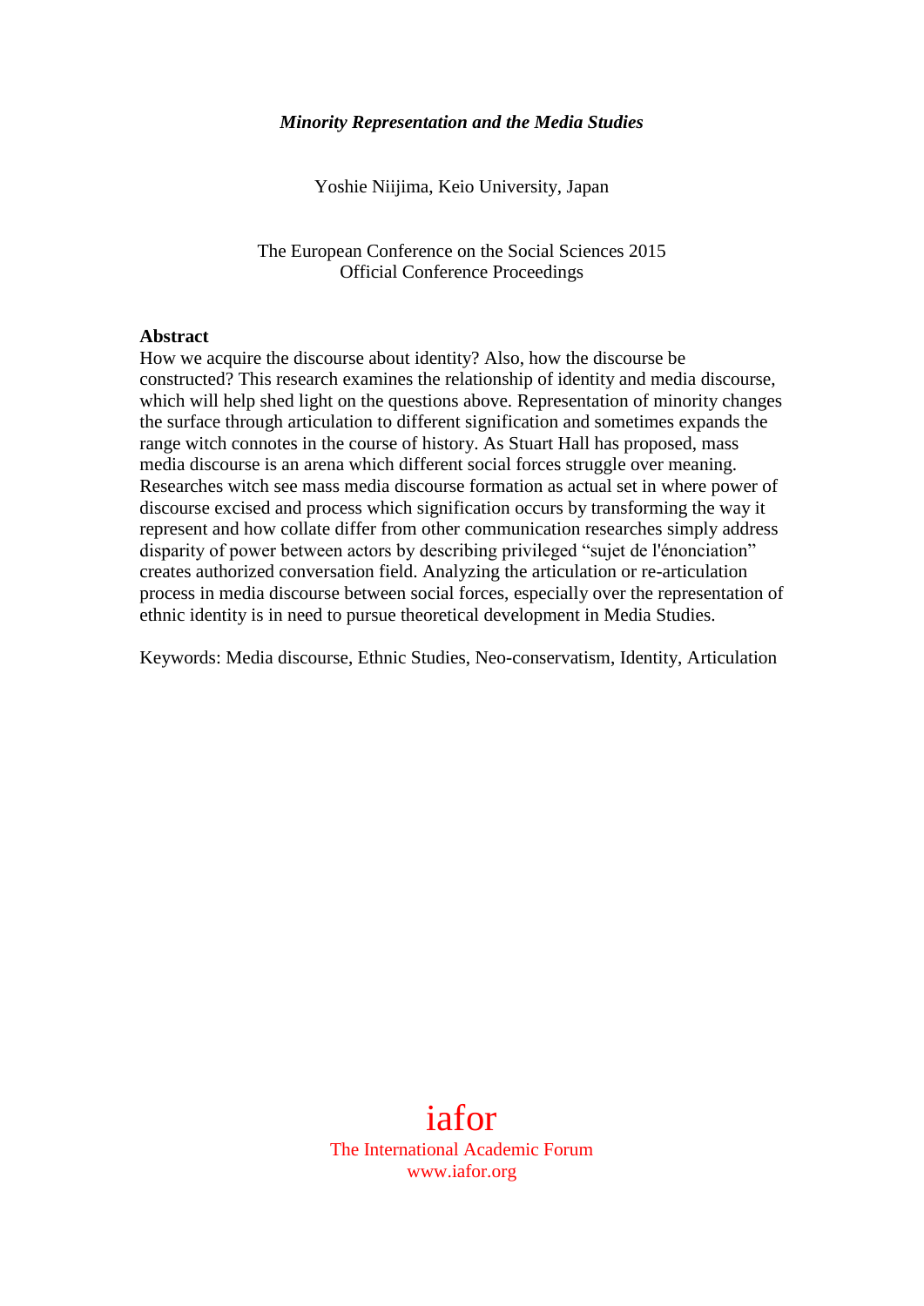# *Minority Representation and the Media Studies*

Yoshie Niijima, Keio University, Japan

The European Conference on the Social Sciences 2015
Official Conference Proceedings

**Abstract**

How we acquire the discourse about identity? Also, how the discourse be constructed? This research examines the relationship of identity and media discourse, which will help shed light on the questions above. Representation of minority changes the surface through articulation to different signification and sometimes expands the range witch connotes in the course of history. As Stuart Hall has proposed, mass media discourse is an arena which different social forces struggle over meaning. Researches witch see mass media discourse formation as actual set in where power of discourse excised and process which signification occurs by transforming the way it represent and how collate differ from other communication researches simply address disparity of power between actors by describing privileged "sujet de l'énonciation" creates authorized conversation field. Analyzing the articulation or re-articulation process in media discourse between social forces, especially over the representation of ethnic identity is in need to pursue theoretical development in Media Studies.

Keywords: Media discourse, Ethnic Studies, Neo-conservatism, Identity, Articulation

iafor
The International Academic Forum
www.iafor.org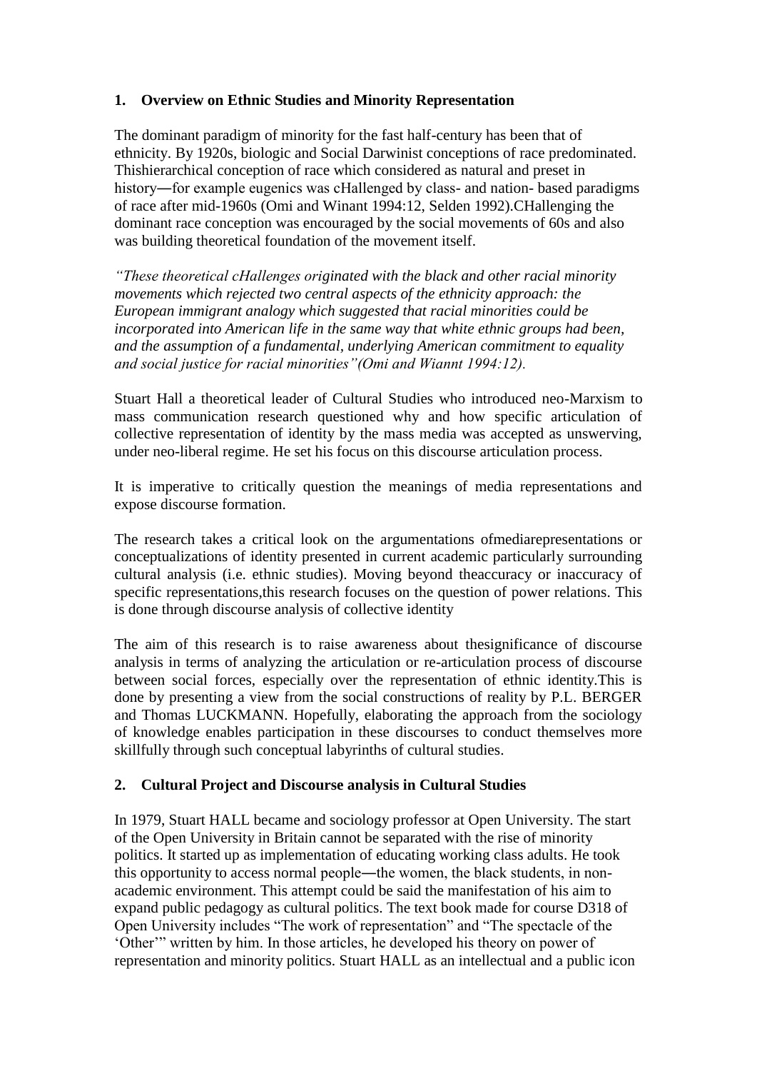## 1. Overview on Ethnic Studies and Minority Representation

The dominant paradigm of minority for the fast half-century has been that of ethnicity. By 1920s, biologic and Social Darwinist conceptions of race predominated. Thishierarchical conception of race which considered as natural and preset in history―for example eugenics was cHallenged by class- and nation- based paradigms of race after mid-1960s (Omi and Winant 1994:12, Selden 1992).CHallenging the dominant race conception was encouraged by the social movements of 60s and also was building theoretical foundation of the movement itself.

*"These theoretical cHallenges originated with the black and other racial minority movements which rejected two central aspects of the ethnicity approach: the European immigrant analogy which suggested that racial minorities could be incorporated into American life in the same way that white ethnic groups had been, and the assumption of a fundamental, underlying American commitment to equality and social justice for racial minorities"(Omi and Wiannt 1994:12).*

Stuart Hall a theoretical leader of Cultural Studies who introduced neo-Marxism to mass communication research questioned why and how specific articulation of collective representation of identity by the mass media was accepted as unswerving, under neo-liberal regime. He set his focus on this discourse articulation process.

It is imperative to critically question the meanings of media representations and expose discourse formation.

The research takes a critical look on the argumentations ofmediarepresentations or conceptualizations of identity presented in current academic particularly surrounding cultural analysis (i.e. ethnic studies). Moving beyond theaccuracy or inaccuracy of specific representations,this research focuses on the question of power relations. This is done through discourse analysis of collective identity

The aim of this research is to raise awareness about thesignificance of discourse analysis in terms of analyzing the articulation or re-articulation process of discourse between social forces, especially over the representation of ethnic identity.This is done by presenting a view from the social constructions of reality by P.L. BERGER and Thomas LUCKMANN. Hopefully, elaborating the approach from the sociology of knowledge enables participation in these discourses to conduct themselves more skillfully through such conceptual labyrinths of cultural studies.

## 2. Cultural Project and Discourse analysis in Cultural Studies

In 1979, Stuart HALL became and sociology professor at Open University. The start of the Open University in Britain cannot be separated with the rise of minority politics. It started up as implementation of educating working class adults. He took this opportunity to access normal people―the women, the black students, in non-academic environment. This attempt could be said the manifestation of his aim to expand public pedagogy as cultural politics. The text book made for course D318 of Open University includes "The work of representation" and "The spectacle of the 'Other'" written by him. In those articles, he developed his theory on power of representation and minority politics. Stuart HALL as an intellectual and a public icon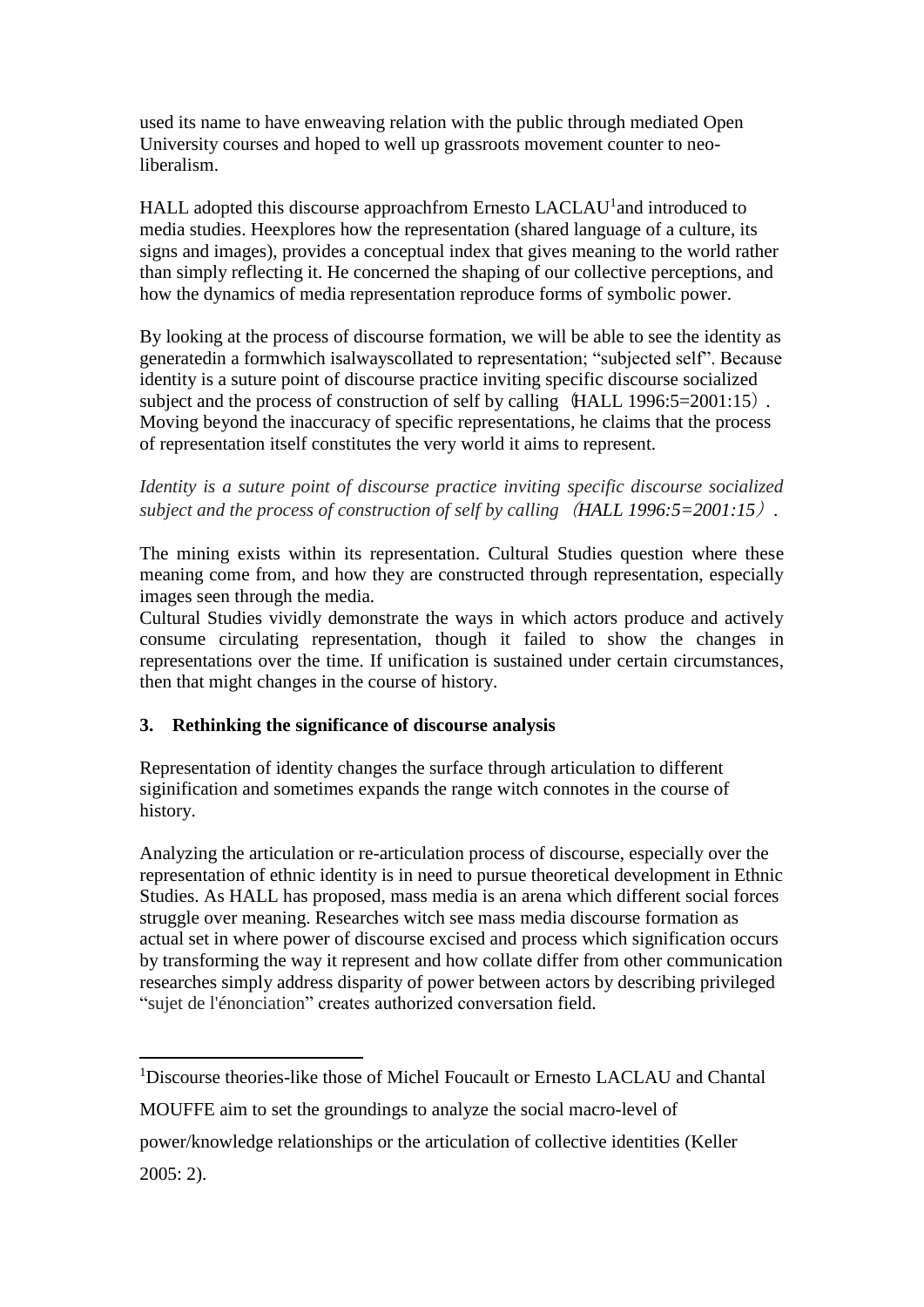used its name to have enweaving relation with the public through mediated Open University courses and hoped to well up grassroots movement counter to neo-liberalism.

HALL adopted this discourse approachfrom Ernesto LACLAU[1]and introduced to media studies. Heexplores how the representation (shared language of a culture, its signs and images), provides a conceptual index that gives meaning to the world rather than simply reflecting it. He concerned the shaping of our collective perceptions, and how the dynamics of media representation reproduce forms of symbolic power.

By looking at the process of discourse formation, we will be able to see the identity as generatedin a formwhich isalwayscollated to representation; “subjected self”. Because identity is a suture point of discourse practice inviting specific discourse socialized subject and the process of construction of self by calling（HALL 1996:5=2001:15）. Moving beyond the inaccuracy of specific representations, he claims that the process of representation itself constitutes the very world it aims to represent.

*Identity is a suture point of discourse practice inviting specific discourse socialized subject and the process of construction of self by calling（HALL 1996:5=2001:15）.*

The mining exists within its representation. Cultural Studies question where these meaning come from, and how they are constructed through representation, especially images seen through the media.
Cultural Studies vividly demonstrate the ways in which actors produce and actively consume circulating representation, though it failed to show the changes in representations over the time. If unification is sustained under certain circumstances, then that might changes in the course of history.

## 3. Rethinking the significance of discourse analysis

Representation of identity changes the surface through articulation to different siginification and sometimes expands the range witch connotes in the course of history.

Analyzing the articulation or re-articulation process of discourse, especially over the representation of ethnic identity is in need to pursue theoretical development in Ethnic Studies. As HALL has proposed, mass media is an arena which different social forces struggle over meaning. Researches witch see mass media discourse formation as actual set in where power of discourse excised and process which signification occurs by transforming the way it represent and how collate differ from other communication researches simply address disparity of power between actors by describing privileged “sujet de l'énonciation” creates authorized conversation field.

---

[1]Discourse theories-like those of Michel Foucault or Ernesto LACLAU and Chantal MOUFFE aim to set the groundings to analyze the social macro-level of power/knowledge relationships or the articulation of collective identities (Keller 2005: 2).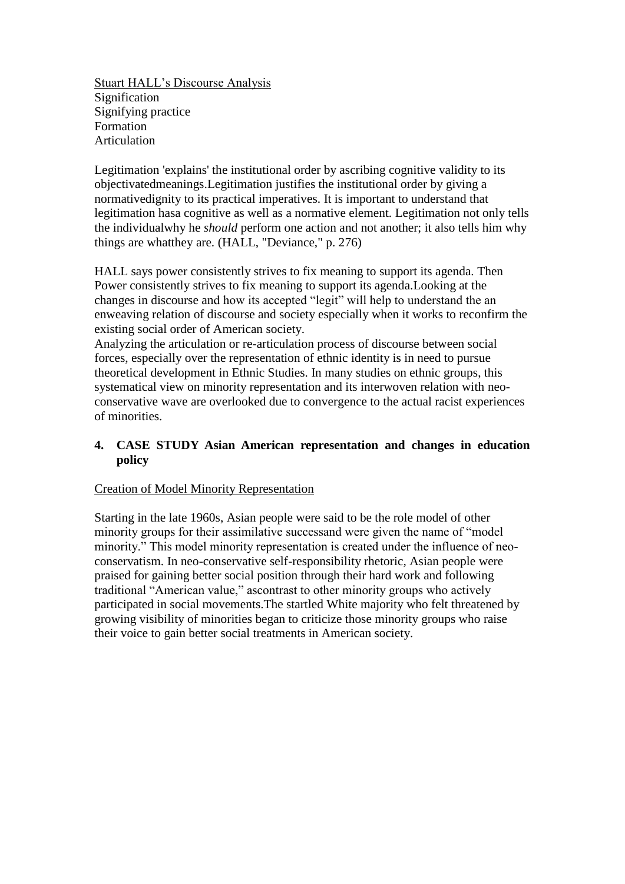Stuart HALL's Discourse Analysis
Signification
Signifying practice
Formation
Articulation

Legitimation 'explains' the institutional order by ascribing cognitive validity to its objectivatedmeanings.Legitimation justifies the institutional order by giving a normativedignity to its practical imperatives. It is important to understand that legitimation hasa cognitive as well as a normative element. Legitimation not only tells the individualwhy he *should* perform one action and not another; it also tells him why things are whatthey are. (HALL, "Deviance," p. 276)

HALL says power consistently strives to fix meaning to support its agenda. Then Power consistently strives to fix meaning to support its agenda.Looking at the changes in discourse and how its accepted "legit" will help to understand the an enweaving relation of discourse and society especially when it works to reconfirm the existing social order of American society.
Analyzing the articulation or re-articulation process of discourse between social forces, especially over the representation of ethnic identity is in need to pursue theoretical development in Ethnic Studies. In many studies on ethnic groups, this systematical view on minority representation and its interwoven relation with neo-conservative wave are overlooked due to convergence to the actual racist experiences of minorities.

## 4. CASE STUDY Asian American representation and changes in education policy

Creation of Model Minority Representation

Starting in the late 1960s, Asian people were said to be the role model of other minority groups for their assimilative successand were given the name of "model minority." This model minority representation is created under the influence of neo-conservatism. In neo-conservative self-responsibility rhetoric, Asian people were praised for gaining better social position through their hard work and following traditional "American value," ascontrast to other minority groups who actively participated in social movements.The startled White majority who felt threatened by growing visibility of minorities began to criticize those minority groups who raise their voice to gain better social treatments in American society.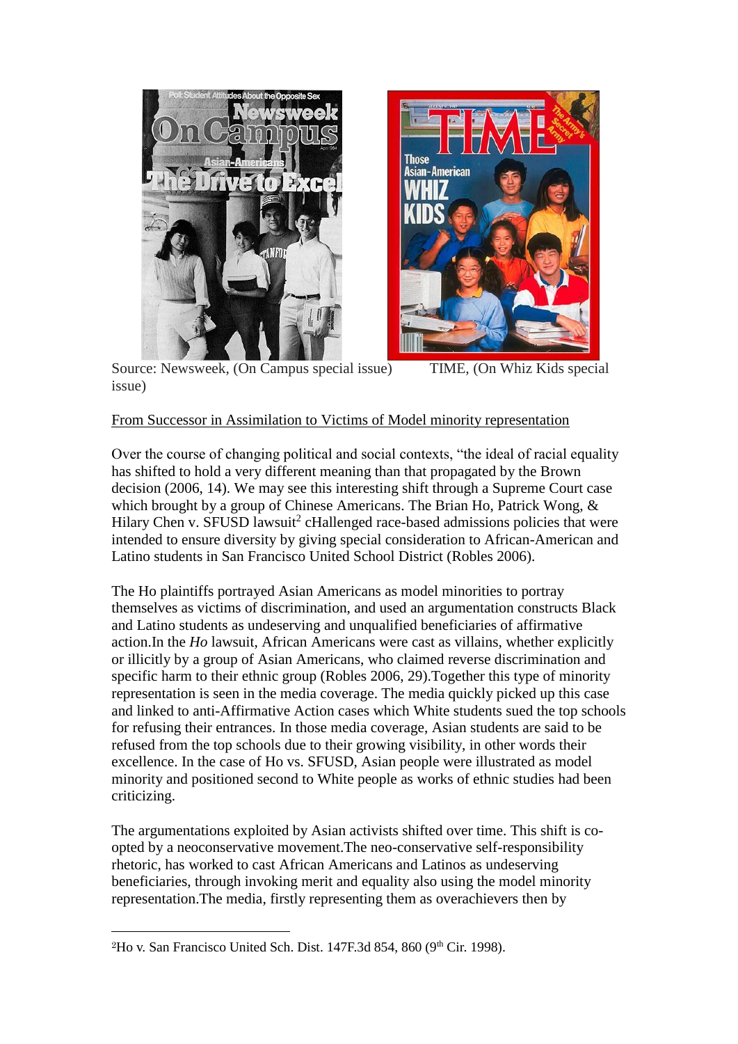Source: Newsweek, (On Campus special issue) TIME, (On Whiz Kids special issue)

From Successor in Assimilation to Victims of Model minority representation

Over the course of changing political and social contexts, "the ideal of racial equality has shifted to hold a very different meaning than that propagated by the Brown decision (2006, 14). We may see this interesting shift through a Supreme Court case which brought by a group of Chinese Americans. The Brian Ho, Patrick Wong, & Hilary Chen v. SFUSD lawsuit[2] cHallenged race-based admissions policies that were intended to ensure diversity by giving special consideration to African-American and Latino students in San Francisco United School District (Robles 2006).

The Ho plaintiffs portrayed Asian Americans as model minorities to portray themselves as victims of discrimination, and used an argumentation constructs Black and Latino students as undeserving and unqualified beneficiaries of affirmative action.In the *Ho* lawsuit, African Americans were cast as villains, whether explicitly or illicitly by a group of Asian Americans, who claimed reverse discrimination and specific harm to their ethnic group (Robles 2006, 29).Together this type of minority representation is seen in the media coverage. The media quickly picked up this case and linked to anti-Affirmative Action cases which White students sued the top schools for refusing their entrances. In those media coverage, Asian students are said to be refused from the top schools due to their growing visibility, in other words their excellence. In the case of Ho vs. SFUSD, Asian people were illustrated as model minority and positioned second to White people as works of ethnic studies had been criticizing.

The argumentations exploited by Asian activists shifted over time. This shift is co-opted by a neoconservative movement.The neo-conservative self-responsibility rhetoric, has worked to cast African Americans and Latinos as undeserving beneficiaries, through invoking merit and equality also using the model minority representation.The media, firstly representing them as overachievers then by

[2]Ho v. San Francisco United Sch. Dist. 147F.3d 854, 860 (9th Cir. 1998).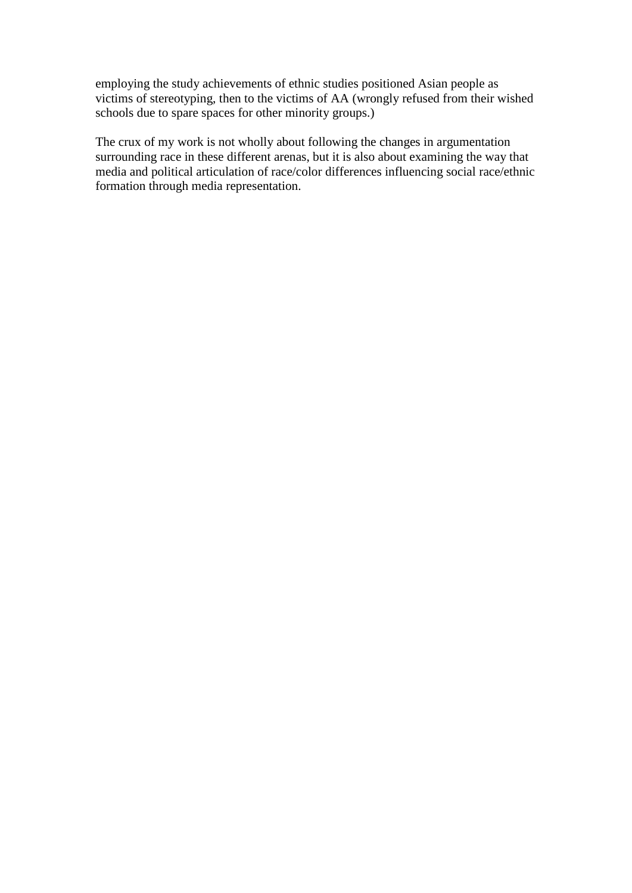employing the study achievements of ethnic studies positioned Asian people as victims of stereotyping, then to the victims of AA (wrongly refused from their wished schools due to spare spaces for other minority groups.)

The crux of my work is not wholly about following the changes in argumentation surrounding race in these different arenas, but it is also about examining the way that media and political articulation of race/color differences influencing social race/ethnic formation through media representation.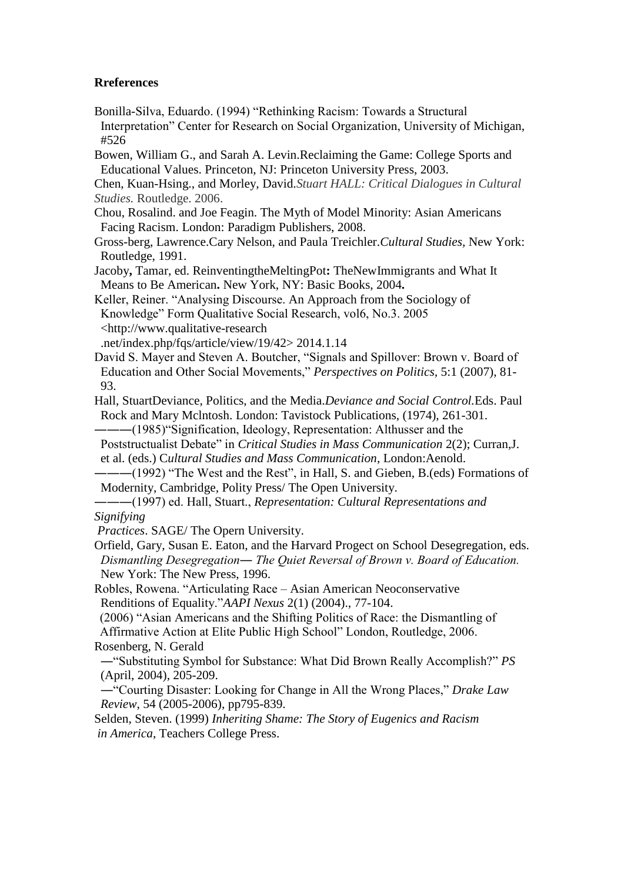**Rreferences**

Bonilla-Silva, Eduardo. (1994) "Rethinking Racism: Towards a Structural Interpretation" Center for Research on Social Organization, University of Michigan, #526

Bowen, William G., and Sarah A. Levin.Reclaiming the Game: College Sports and Educational Values. Princeton, NJ: Princeton University Press, 2003.

Chen, Kuan-Hsing., and Morley, David.*Stuart HALL: Critical Dialogues in Cultural Studies.* Routledge. 2006.

Chou, Rosalind. and Joe Feagin. The Myth of Model Minority: Asian Americans Facing Racism. London: Paradigm Publishers, 2008.

Gross-berg, Lawrence.Cary Nelson, and Paula Treichler.*Cultural Studies,* New York: Routledge, 1991.

Jacoby**,** Tamar, ed. ReinventingtheMeltingPot**:** TheNewImmigrants and What It Means to Be American**.** New York, NY: Basic Books, 2004**.**

Keller, Reiner. "Analysing Discourse. An Approach from the Sociology of Knowledge" Form Qualitative Social Research, vol6, No.3. 2005 <http://www.qualitative-research .net/index.php/fqs/article/view/19/42> 2014.1.14

David S. Mayer and Steven A. Boutcher, "Signals and Spillover: Brown v. Board of Education and Other Social Movements," *Perspectives on Politics,* 5:1 (2007), 81-93.

Hall, StuartDeviance, Politics, and the Media.*Deviance and Social Control.*Eds. Paul Rock and Mary Mclntosh. London: Tavistock Publications, (1974), 261-301.

———(1985)"Signification, Ideology, Representation: Althusser and the Poststructualist Debate" in *Critical Studies in Mass Communication* 2(2); Curran,J. et al. (eds.) C*ultural Studies and Mass Communication*, London:Aenold.

———(1992) "The West and the Rest", in Hall, S. and Gieben, B.(eds) Formations of Modernity, Cambridge, Polity Press/ The Open University.

———(1997) ed. Hall, Stuart., *Representation: Cultural Representations and Signifying Practices*. SAGE/ The Opern University.

Orfield, Gary, Susan E. Eaton, and the Harvard Progect on School Desegregation, eds. *Dismantling Desegregation― The Quiet Reversal of Brown v. Board of Education.* New York: The New Press, 1996.

Robles, Rowena. "Articulating Race – Asian American Neoconservative Renditions of Equality."*AAPI Nexus* 2(1) (2004)., 77-104.

(2006) "Asian Americans and the Shifting Politics of Race: the Dismantling of Affirmative Action at Elite Public High School" London, Routledge, 2006.

Rosenberg, N. Gerald

―"Substituting Symbol for Substance: What Did Brown Really Accomplish?" *PS* (April, 2004), 205-209.

―"Courting Disaster: Looking for Change in All the Wrong Places," *Drake Law Review*, 54 (2005-2006), pp795-839.

Selden, Steven. (1999) *Inheriting Shame: The Story of Eugenics and Racism in America*, Teachers College Press.